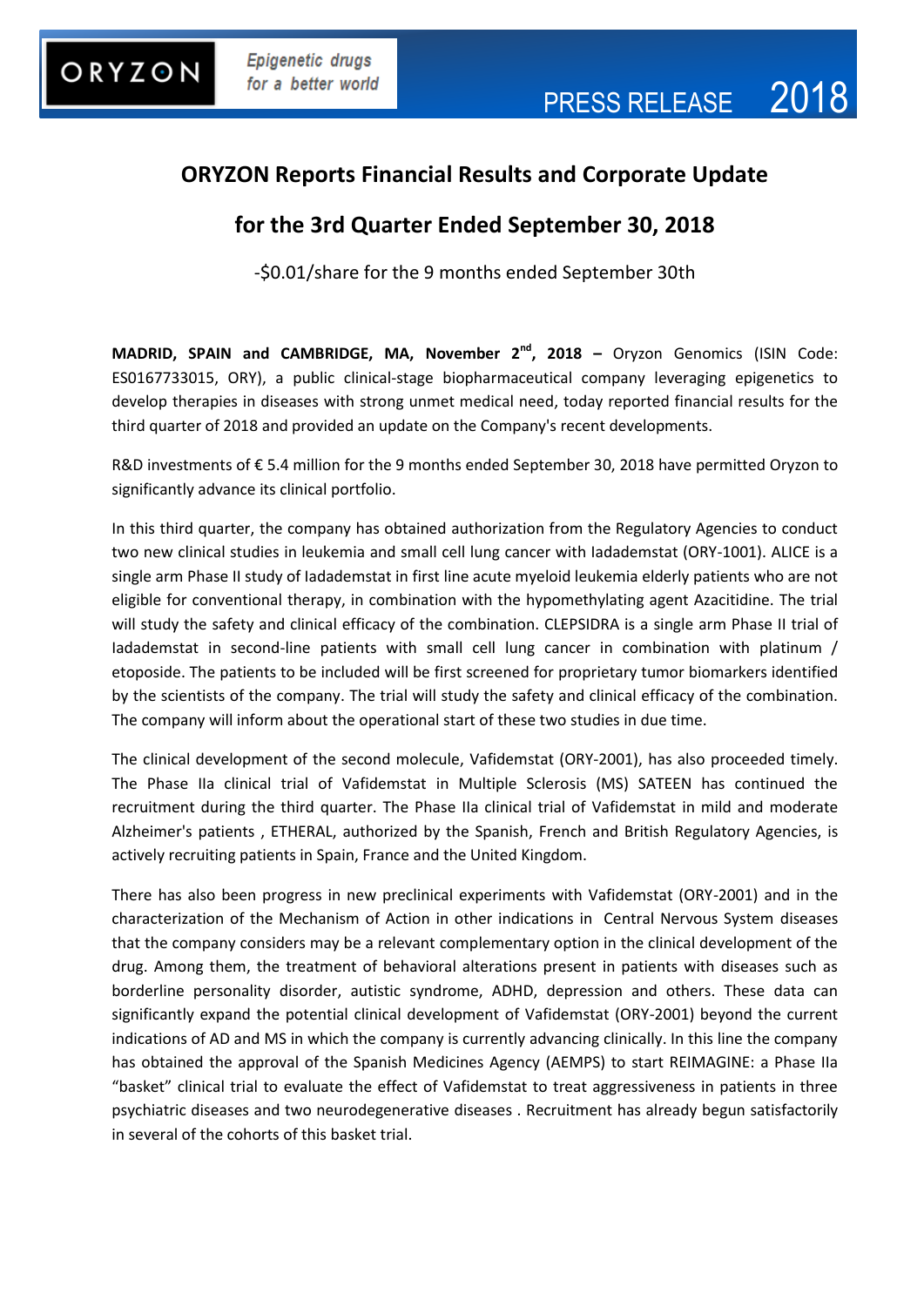ORYZON | Epigenetic drugs for a better world

PRESS RELEASE 2018

# ORYZON Reports Financial Results and Corporate Update

# for the 3rd Quarter Ended September 30, 2018

-$0.01/share for the 9 months ended September 30th

**MADRID, SPAIN and CAMBRIDGE, MA, November 2nd, 2018 –** Oryzon Genomics (ISIN Code: ES0167733015, ORY), a public clinical-stage biopharmaceutical company leveraging epigenetics to develop therapies in diseases with strong unmet medical need, today reported financial results for the third quarter of 2018 and provided an update on the Company's recent developments.

R&D investments of € 5.4 million for the 9 months ended September 30, 2018 have permitted Oryzon to significantly advance its clinical portfolio.

In this third quarter, the company has obtained authorization from the Regulatory Agencies to conduct two new clinical studies in leukemia and small cell lung cancer with Iadademstat (ORY-1001). ALICE is a single arm Phase II study of Iadademstat in first line acute myeloid leukemia elderly patients who are not eligible for conventional therapy, in combination with the hypomethylating agent Azacitidine. The trial will study the safety and clinical efficacy of the combination. CLEPSIDRA is a single arm Phase II trial of Iadademstat in second-line patients with small cell lung cancer in combination with platinum / etoposide. The patients to be included will be first screened for proprietary tumor biomarkers identified by the scientists of the company. The trial will study the safety and clinical efficacy of the combination. The company will inform about the operational start of these two studies in due time.

The clinical development of the second molecule, Vafidemstat (ORY-2001), has also proceeded timely. The Phase IIa clinical trial of Vafidemstat in Multiple Sclerosis (MS) SATEEN has continued the recruitment during the third quarter. The Phase IIa clinical trial of Vafidemstat in mild and moderate Alzheimer's patients , ETHERAL, authorized by the Spanish, French and British Regulatory Agencies, is actively recruiting patients in Spain, France and the United Kingdom.

There has also been progress in new preclinical experiments with Vafidemstat (ORY-2001) and in the characterization of the Mechanism of Action in other indications in Central Nervous System diseases that the company considers may be a relevant complementary option in the clinical development of the drug. Among them, the treatment of behavioral alterations present in patients with diseases such as borderline personality disorder, autistic syndrome, ADHD, depression and others. These data can significantly expand the potential clinical development of Vafidemstat (ORY-2001) beyond the current indications of AD and MS in which the company is currently advancing clinically. In this line the company has obtained the approval of the Spanish Medicines Agency (AEMPS) to start REIMAGINE: a Phase IIa "basket" clinical trial to evaluate the effect of Vafidemstat to treat aggressiveness in patients in three psychiatric diseases and two neurodegenerative diseases . Recruitment has already begun satisfactorily in several of the cohorts of this basket trial.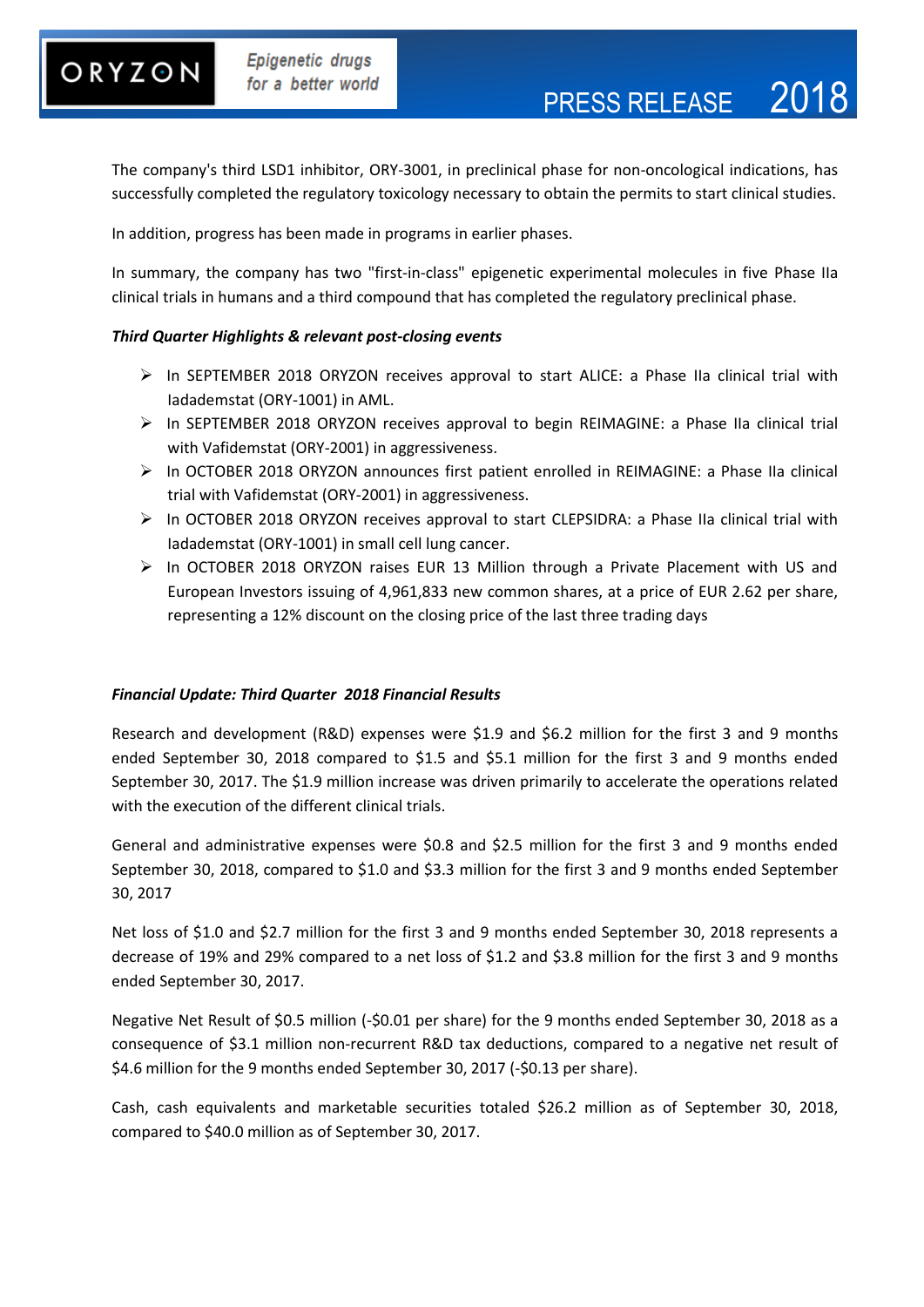The company's third LSD1 inhibitor, ORY-3001, in preclinical phase for non-oncological indications, has successfully completed the regulatory toxicology necessary to obtain the permits to start clinical studies.

In addition, progress has been made in programs in earlier phases.

In summary, the company has two "first-in-class" epigenetic experimental molecules in five Phase IIa clinical trials in humans and a third compound that has completed the regulatory preclinical phase.

***Third Quarter Highlights & relevant post-closing events***

- In SEPTEMBER 2018 ORYZON receives approval to start ALICE: a Phase IIa clinical trial with Iadademstat (ORY-1001) in AML.
- In SEPTEMBER 2018 ORYZON receives approval to begin REIMAGINE: a Phase IIa clinical trial with Vafidemstat (ORY-2001) in aggressiveness.
- In OCTOBER 2018 ORYZON announces first patient enrolled in REIMAGINE: a Phase IIa clinical trial with Vafidemstat (ORY-2001) in aggressiveness.
- In OCTOBER 2018 ORYZON receives approval to start CLEPSIDRA: a Phase IIa clinical trial with Iadademstat (ORY-1001) in small cell lung cancer.
- In OCTOBER 2018 ORYZON raises EUR 13 Million through a Private Placement with US and European Investors issuing of 4,961,833 new common shares, at a price of EUR 2.62 per share, representing a 12% discount on the closing price of the last three trading days

***Financial Update: Third Quarter 2018 Financial Results***

Research and development (R&D) expenses were $1.9 and $6.2 million for the first 3 and 9 months ended September 30, 2018 compared to $1.5 and $5.1 million for the first 3 and 9 months ended September 30, 2017. The $1.9 million increase was driven primarily to accelerate the operations related with the execution of the different clinical trials.

General and administrative expenses were $0.8 and $2.5 million for the first 3 and 9 months ended September 30, 2018, compared to $1.0 and $3.3 million for the first 3 and 9 months ended September 30, 2017

Net loss of $1.0 and $2.7 million for the first 3 and 9 months ended September 30, 2018 represents a decrease of 19% and 29% compared to a net loss of $1.2 and $3.8 million for the first 3 and 9 months ended September 30, 2017.

Negative Net Result of $0.5 million (-$0.01 per share) for the 9 months ended September 30, 2018 as a consequence of $3.1 million non-recurrent R&D tax deductions, compared to a negative net result of $4.6 million for the 9 months ended September 30, 2017 (-$0.13 per share).

Cash, cash equivalents and marketable securities totaled $26.2 million as of September 30, 2018, compared to $40.0 million as of September 30, 2017.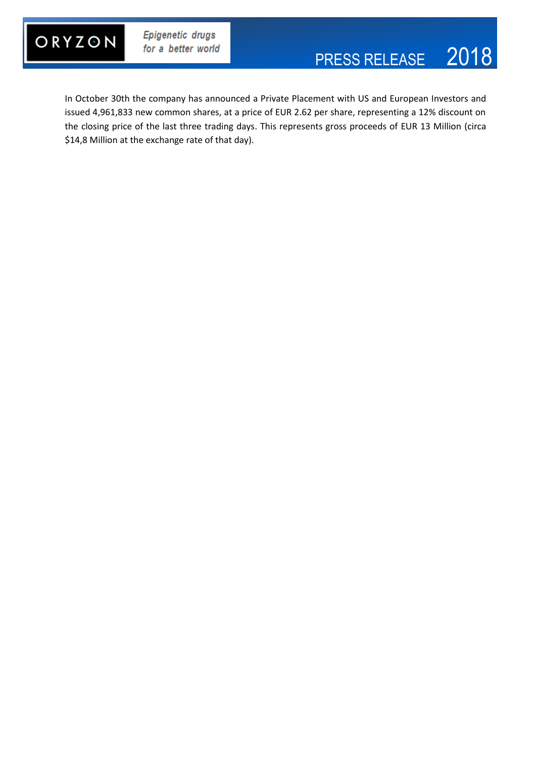In October 30th the company has announced a Private Placement with US and European Investors and issued 4,961,833 new common shares, at a price of EUR 2.62 per share, representing a 12% discount on the closing price of the last three trading days. This represents gross proceeds of EUR 13 Million (circa $14,8 Million at the exchange rate of that day).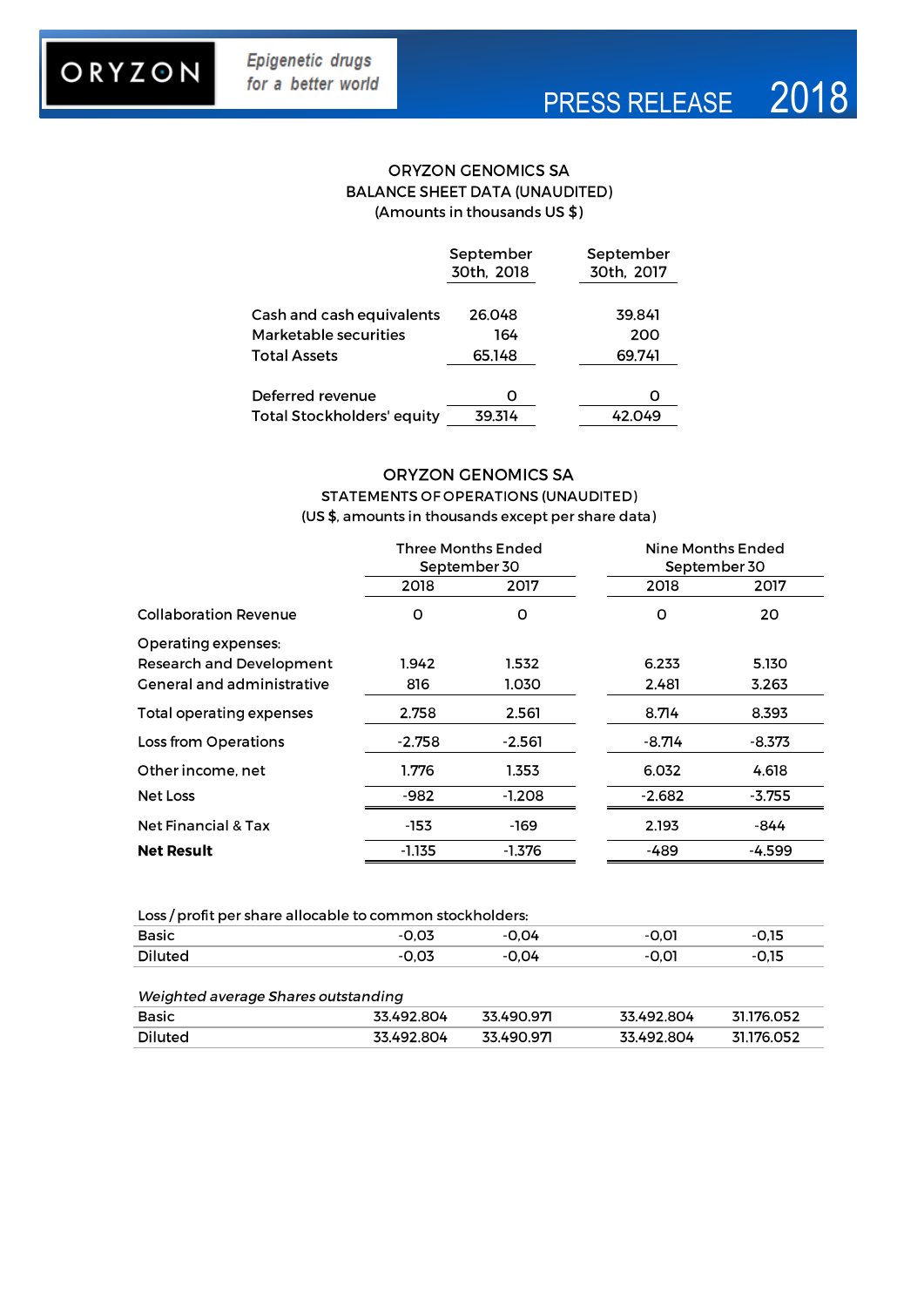## ORYZON GENOMICS SA

### BALANCE SHEET DATA (UNAUDITED)

(Amounts in thousands US $)

| | September 30th, 2018 | September 30th, 2017 |
|---|---|---|
| Cash and cash equivalents | 26.048 | 39.841 |
| Marketable securities | 164 | 200 |
| Total Assets | 65.148 | 69.741 |
| | | |
| Deferred revenue | 0 | 0 |
| Total Stockholders' equity | 39.314 | 42.049 |

## ORYZON GENOMICS SA

### STATEMENTS OF OPERATIONS (UNAUDITED)

(US $, amounts in thousands except per share data)

| | Three Months Ended September 30 | | Nine Months Ended September 30 | |
|---|---|---|---|---|
| | 2018 | 2017 | 2018 | 2017 |
| Collaboration Revenue | 0 | 0 | 0 | 20 |
| Operating expenses: | | | | |
| Research and Development | 1.942 | 1.532 | 6.233 | 5.130 |
| General and administrative | 816 | 1.030 | 2.481 | 3.263 |
| Total operating expenses | 2.758 | 2.561 | 8.714 | 8.393 |
| Loss from Operations | -2.758 | -2.561 | -8.714 | -8.373 |
| Other income, net | 1.776 | 1.353 | 6.032 | 4.618 |
| Net Loss | -982 | -1.208 | -2.682 | -3.755 |
| Net Financial & Tax | -153 | -169 | 2.193 | -844 |
| **Net Result** | -1.135 | -1.376 | -489 | -4.599 |

| Loss / profit per share allocable to common stockholders: | | | | |
|---|---|---|---|---|
| Basic | -0,03 | -0,04 | -0,01 | -0,15 |
| Diluted | -0,03 | -0,04 | -0,01 | -0,15 |

| *Weighted average Shares outstanding* | | | | |
|---|---|---|---|---|
| Basic | 33.492.804 | 33.490.971 | 33.492.804 | 31.176.052 |
| Diluted | 33.492.804 | 33.490.971 | 33.492.804 | 31.176.052 |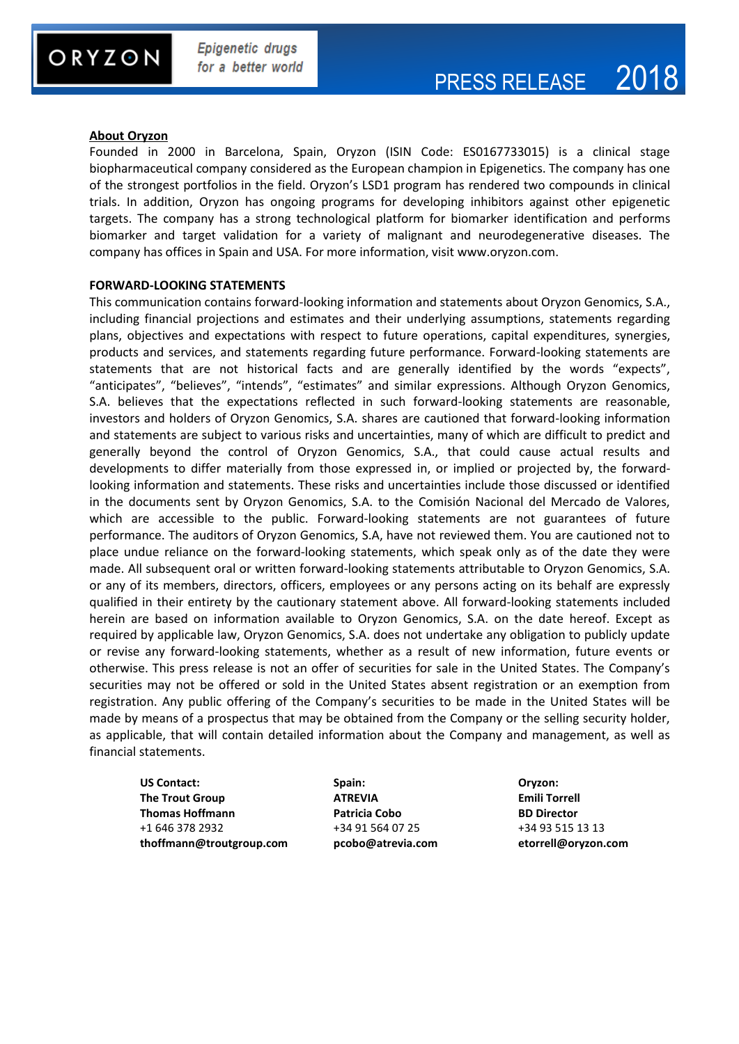**About Oryzon**

Founded in 2000 in Barcelona, Spain, Oryzon (ISIN Code: ES0167733015) is a clinical stage biopharmaceutical company considered as the European champion in Epigenetics. The company has one of the strongest portfolios in the field. Oryzon's LSD1 program has rendered two compounds in clinical trials. In addition, Oryzon has ongoing programs for developing inhibitors against other epigenetic targets. The company has a strong technological platform for biomarker identification and performs biomarker and target validation for a variety of malignant and neurodegenerative diseases. The company has offices in Spain and USA. For more information, visit www.oryzon.com.

**FORWARD-LOOKING STATEMENTS**

This communication contains forward-looking information and statements about Oryzon Genomics, S.A., including financial projections and estimates and their underlying assumptions, statements regarding plans, objectives and expectations with respect to future operations, capital expenditures, synergies, products and services, and statements regarding future performance. Forward-looking statements are statements that are not historical facts and are generally identified by the words "expects", "anticipates", "believes", "intends", "estimates" and similar expressions. Although Oryzon Genomics, S.A. believes that the expectations reflected in such forward-looking statements are reasonable, investors and holders of Oryzon Genomics, S.A. shares are cautioned that forward-looking information and statements are subject to various risks and uncertainties, many of which are difficult to predict and generally beyond the control of Oryzon Genomics, S.A., that could cause actual results and developments to differ materially from those expressed in, or implied or projected by, the forward-looking information and statements. These risks and uncertainties include those discussed or identified in the documents sent by Oryzon Genomics, S.A. to the Comisión Nacional del Mercado de Valores, which are accessible to the public. Forward-looking statements are not guarantees of future performance. The auditors of Oryzon Genomics, S.A, have not reviewed them. You are cautioned not to place undue reliance on the forward-looking statements, which speak only as of the date they were made. All subsequent oral or written forward-looking statements attributable to Oryzon Genomics, S.A. or any of its members, directors, officers, employees or any persons acting on its behalf are expressly qualified in their entirety by the cautionary statement above. All forward-looking statements included herein are based on information available to Oryzon Genomics, S.A. on the date hereof. Except as required by applicable law, Oryzon Genomics, S.A. does not undertake any obligation to publicly update or revise any forward-looking statements, whether as a result of new information, future events or otherwise. This press release is not an offer of securities for sale in the United States. The Company's securities may not be offered or sold in the United States absent registration or an exemption from registration. Any public offering of the Company's securities to be made in the United States will be made by means of a prospectus that may be obtained from the Company or the selling security holder, as applicable, that will contain detailed information about the Company and management, as well as financial statements.

| | | |
|---|---|---|
| **US Contact:** | **Spain:** | **Oryzon:** |
| **The Trout Group** | **ATREVIA** | **Emili Torrell** |
| **Thomas Hoffmann** | **Patricia Cobo** | **BD Director** |
| +1 646 378 2932 | +34 91 564 07 25 | +34 93 515 13 13 |
| **thoffmann@troutgroup.com** | **pcobo@atrevia.com** | **etorrell@oryzon.com** |